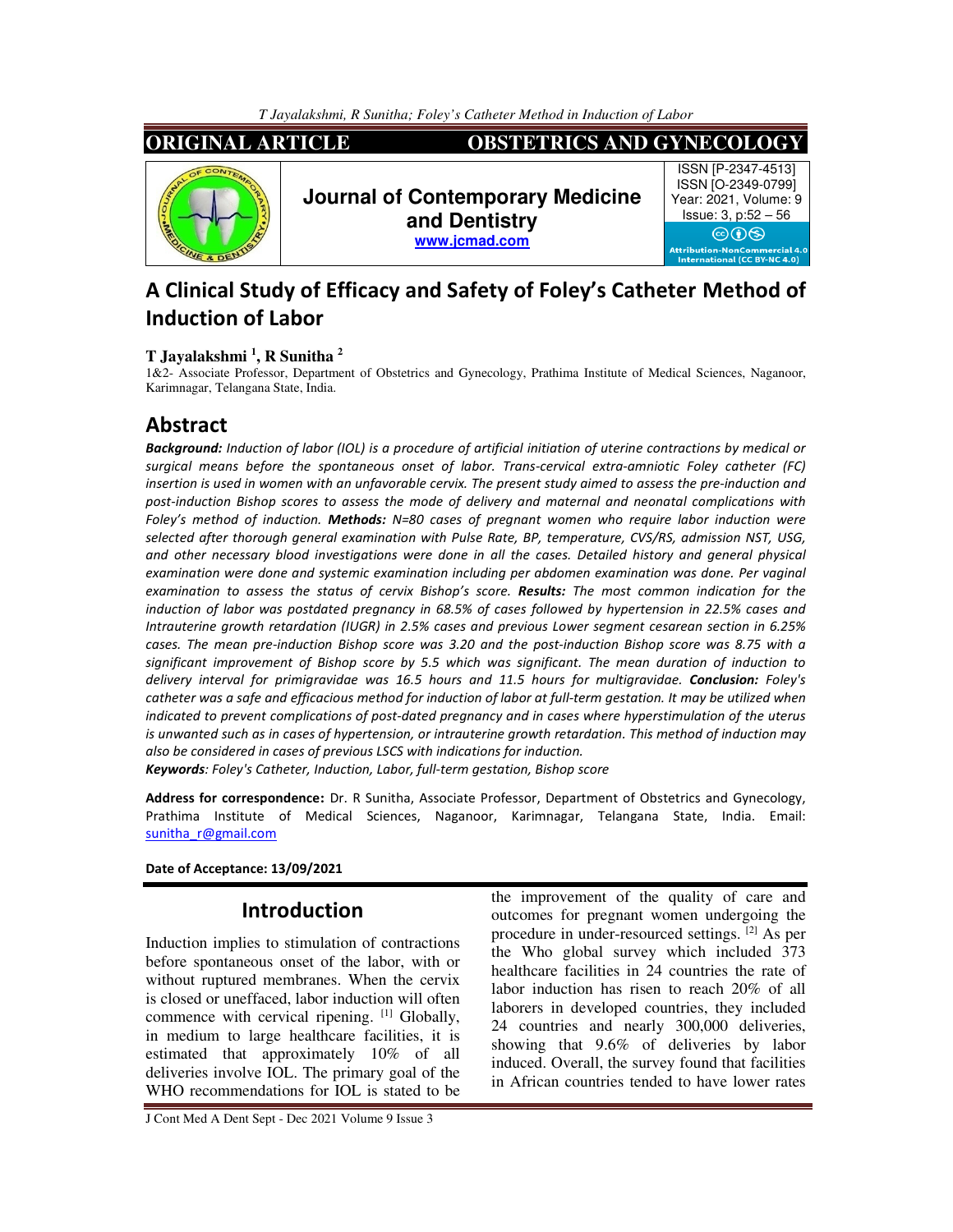ORIGINAL ARTICLE | OBSTETRICS AND GYNECOLOGY

**Journal of Contemporary Medicine and Dentistry**
www.jcmad.com

ISSN [P-2347-4513]
ISSN [O-2349-0799]
Year: 2021, Volume: 9
Issue: 3, p:52 – 56

Attribution-NonCommercial 4.0 International (CC BY-NC 4.0)

# A Clinical Study of Efficacy and Safety of Foley's Catheter Method of Induction of Labor

**T Jayalakshmi [1], R Sunitha [2]**

1&2- Associate Professor, Department of Obstetrics and Gynecology, Prathima Institute of Medical Sciences, Naganoor, Karimnagar, Telangana State, India.

## Abstract

***Background:*** *Induction of labor (IOL) is a procedure of artificial initiation of uterine contractions by medical or surgical means before the spontaneous onset of labor. Trans-cervical extra-amniotic Foley catheter (FC) insertion is used in women with an unfavorable cervix. The present study aimed to assess the pre-induction and post-induction Bishop scores to assess the mode of delivery and maternal and neonatal complications with Foley's method of induction.* ***Methods:*** *N=80 cases of pregnant women who require labor induction were selected after thorough general examination with Pulse Rate, BP, temperature, CVS/RS, admission NST, USG, and other necessary blood investigations were done in all the cases. Detailed history and general physical examination were done and systemic examination including per abdomen examination was done. Per vaginal examination to assess the status of cervix Bishop's score.* ***Results:*** *The most common indication for the induction of labor was postdated pregnancy in 68.5% of cases followed by hypertension in 22.5% cases and Intrauterine growth retardation (IUGR) in 2.5% cases and previous Lower segment cesarean section in 6.25% cases. The mean pre-induction Bishop score was 3.20 and the post-induction Bishop score was 8.75 with a significant improvement of Bishop score by 5.5 which was significant. The mean duration of induction to delivery interval for primigravidae was 16.5 hours and 11.5 hours for multigravidae.* ***Conclusion:*** *Foley's catheter was a safe and efficacious method for induction of labor at full-term gestation. It may be utilized when indicated to prevent complications of post-dated pregnancy and in cases where hyperstimulation of the uterus is unwanted such as in cases of hypertension, or intrauterine growth retardation. This method of induction may also be considered in cases of previous LSCS with indications for induction.*

***Keywords****: Foley's Catheter, Induction, Labor, full-term gestation, Bishop score*

**Address for correspondence:** Dr. R Sunitha, Associate Professor, Department of Obstetrics and Gynecology, Prathima Institute of Medical Sciences, Naganoor, Karimnagar, Telangana State, India. Email: sunitha_r@gmail.com

**Date of Acceptance: 13/09/2021**

## Introduction

Induction implies to stimulation of contractions before spontaneous onset of the labor, with or without ruptured membranes. When the cervix is closed or uneffaced, labor induction will often commence with cervical ripening. [1] Globally, in medium to large healthcare facilities, it is estimated that approximately 10% of all deliveries involve IOL. The primary goal of the WHO recommendations for IOL is stated to be the improvement of the quality of care and outcomes for pregnant women undergoing the procedure in under-resourced settings. [2] As per the Who global survey which included 373 healthcare facilities in 24 countries the rate of labor induction has risen to reach 20% of all laborers in developed countries, they included 24 countries and nearly 300,000 deliveries, showing that 9.6% of deliveries by labor induced. Overall, the survey found that facilities in African countries tended to have lower rates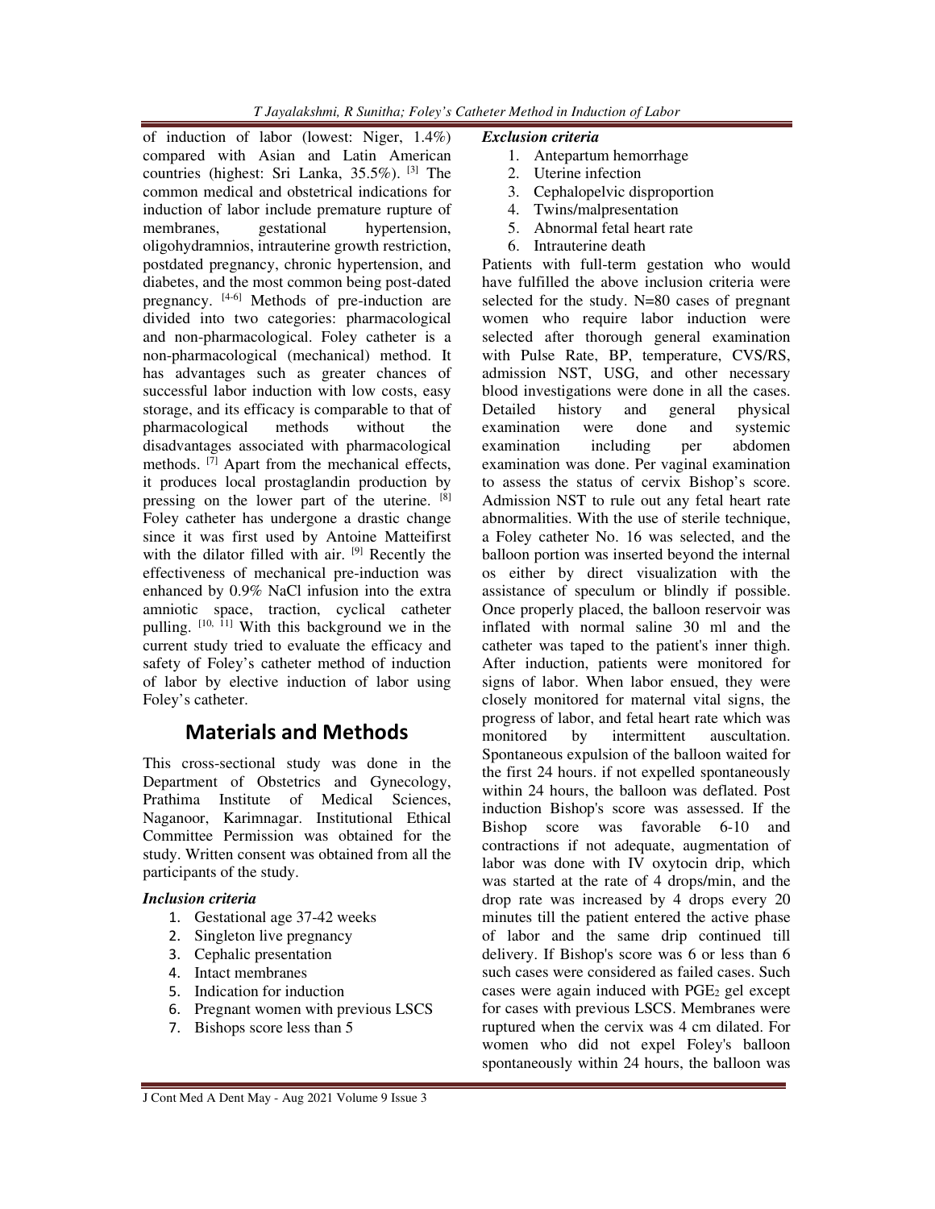of induction of labor (lowest: Niger, 1.4%) compared with Asian and Latin American countries (highest: Sri Lanka, 35.5%). [3] The common medical and obstetrical indications for induction of labor include premature rupture of membranes, gestational hypertension, oligohydramnios, intrauterine growth restriction, postdated pregnancy, chronic hypertension, and diabetes, and the most common being post-dated pregnancy. [4-6] Methods of pre-induction are divided into two categories: pharmacological and non-pharmacological. Foley catheter is a non-pharmacological (mechanical) method. It has advantages such as greater chances of successful labor induction with low costs, easy storage, and its efficacy is comparable to that of pharmacological methods without the disadvantages associated with pharmacological methods. [7] Apart from the mechanical effects, it produces local prostaglandin production by pressing on the lower part of the uterine. [8] Foley catheter has undergone a drastic change since it was first used by Antoine Matteifirst with the dilator filled with air. [9] Recently the effectiveness of mechanical pre-induction was enhanced by 0.9% NaCl infusion into the extra amniotic space, traction, cyclical catheter pulling. [10, 11] With this background we in the current study tried to evaluate the efficacy and safety of Foley's catheter method of induction of labor by elective induction of labor using Foley's catheter.

## Materials and Methods

This cross-sectional study was done in the Department of Obstetrics and Gynecology, Prathima Institute of Medical Sciences, Naganoor, Karimnagar. Institutional Ethical Committee Permission was obtained for the study. Written consent was obtained from all the participants of the study.

### *Inclusion criteria*

1. Gestational age 37-42 weeks
2. Singleton live pregnancy
3. Cephalic presentation
4. Intact membranes
5. Indication for induction
6. Pregnant women with previous LSCS
7. Bishops score less than 5

### *Exclusion criteria*

1. Antepartum hemorrhage
2. Uterine infection
3. Cephalopelvic disproportion
4. Twins/malpresentation
5. Abnormal fetal heart rate
6. Intrauterine death

Patients with full-term gestation who would have fulfilled the above inclusion criteria were selected for the study. N=80 cases of pregnant women who require labor induction were selected after thorough general examination with Pulse Rate, BP, temperature, CVS/RS, admission NST, USG, and other necessary blood investigations were done in all the cases. Detailed history and general physical examination were done and systemic examination including per abdomen examination was done. Per vaginal examination to assess the status of cervix Bishop's score. Admission NST to rule out any fetal heart rate abnormalities. With the use of sterile technique, a Foley catheter No. 16 was selected, and the balloon portion was inserted beyond the internal os either by direct visualization with the assistance of speculum or blindly if possible. Once properly placed, the balloon reservoir was inflated with normal saline 30 ml and the catheter was taped to the patient's inner thigh. After induction, patients were monitored for signs of labor. When labor ensued, they were closely monitored for maternal vital signs, the progress of labor, and fetal heart rate which was monitored by intermittent auscultation. Spontaneous expulsion of the balloon waited for the first 24 hours. if not expelled spontaneously within 24 hours, the balloon was deflated. Post induction Bishop's score was assessed. If the Bishop score was favorable 6-10 and contractions if not adequate, augmentation of labor was done with IV oxytocin drip, which was started at the rate of 4 drops/min, and the drop rate was increased by 4 drops every 20 minutes till the patient entered the active phase of labor and the same drip continued till delivery. If Bishop's score was 6 or less than 6 such cases were considered as failed cases. Such cases were again induced with $PGE_2$ gel except for cases with previous LSCS. Membranes were ruptured when the cervix was 4 cm dilated. For women who did not expel Foley's balloon spontaneously within 24 hours, the balloon was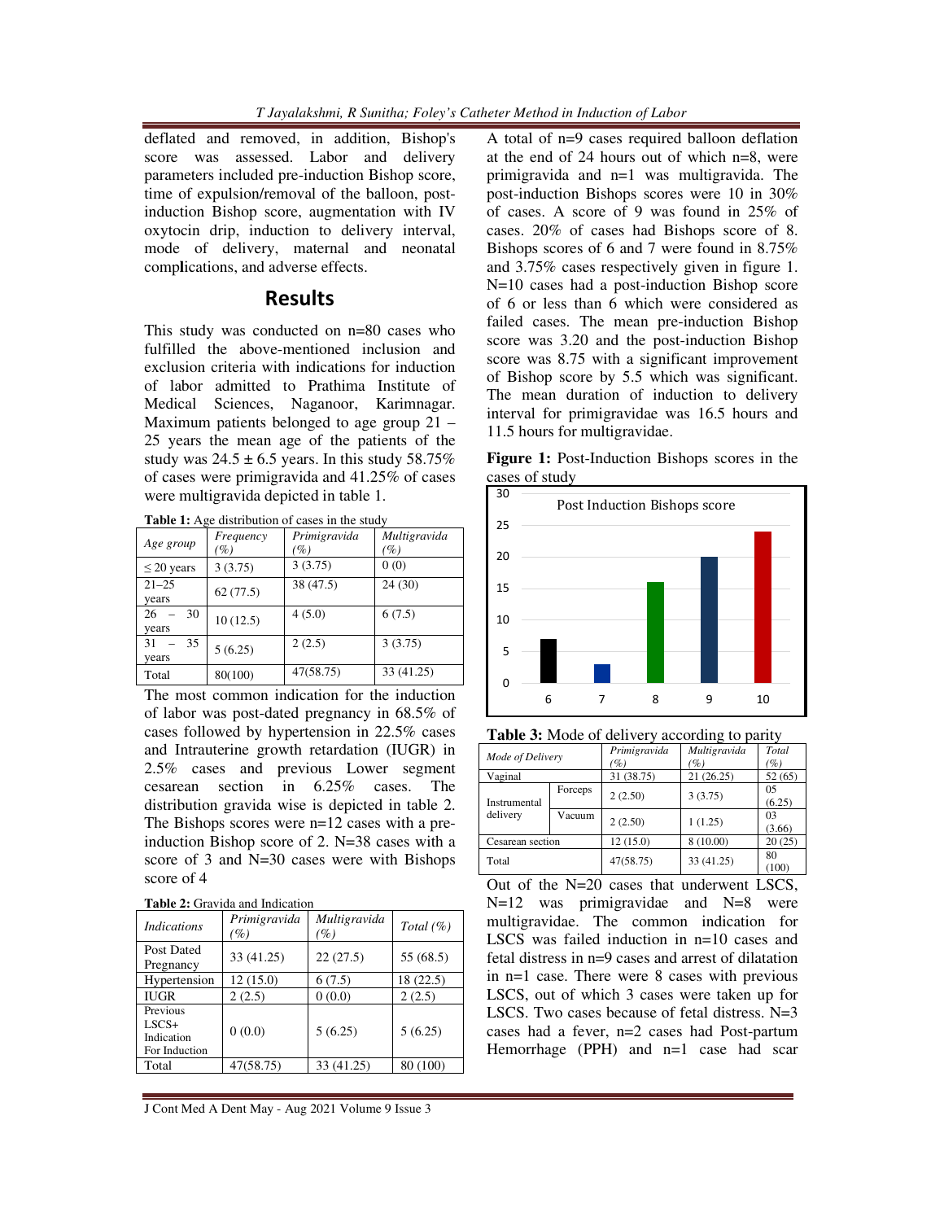deflated and removed, in addition, Bishop's score was assessed. Labor and delivery parameters included pre-induction Bishop score, time of expulsion/removal of the balloon, post-induction Bishop score, augmentation with IV oxytocin drip, induction to delivery interval, mode of delivery, maternal and neonatal complications, and adverse effects.

## Results

This study was conducted on n=80 cases who fulfilled the above-mentioned inclusion and exclusion criteria with indications for induction of labor admitted to Prathima Institute of Medical Sciences, Naganoor, Karimnagar. Maximum patients belonged to age group 21 – 25 years the mean age of the patients of the study was 24.5 ± 6.5 years. In this study 58.75% of cases were primigravida and 41.25% of cases were multigravida depicted in table 1.

**Table 1:** Age distribution of cases in the study

| *Age group* | *Frequency (%)* | *Primigravida (%)* | *Multigravida (%)* |
|---|---|---|---|
| ≤ 20 years | 3 (3.75) | 3 (3.75) | 0 (0) |
| 21–25 years | 62 (77.5) | 38 (47.5) | 24 (30) |
| 26 – 30 years | 10 (12.5) | 4 (5.0) | 6 (7.5) |
| 31 – 35 years | 5 (6.25) | 2 (2.5) | 3 (3.75) |
| Total | 80(100) | 47(58.75) | 33 (41.25) |

The most common indication for the induction of labor was post-dated pregnancy in 68.5% of cases followed by hypertension in 22.5% cases and Intrauterine growth retardation (IUGR) in 2.5% cases and previous Lower segment cesarean section in 6.25% cases. The distribution gravida wise is depicted in table 2. The Bishops scores were n=12 cases with a pre-induction Bishop score of 2. N=38 cases with a score of 3 and N=30 cases were with Bishops score of 4

**Table 2:** Gravida and Indication

| *Indications* | *Primigravida (%)* | *Multigravida (%)* | *Total (%)* |
|---|---|---|---|
| Post Dated Pregnancy | 33 (41.25) | 22 (27.5) | 55 (68.5) |
| Hypertension | 12 (15.0) | 6 (7.5) | 18 (22.5) |
| IUGR | 2 (2.5) | 0 (0.0) | 2 (2.5) |
| Previous LSCS+ Indication For Induction | 0 (0.0) | 5 (6.25) | 5 (6.25) |
| Total | 47(58.75) | 33 (41.25) | 80 (100) |

A total of n=9 cases required balloon deflation at the end of 24 hours out of which n=8, were primigravida and n=1 was multigravida. The post-induction Bishops scores were 10 in 30% of cases. A score of 9 was found in 25% of cases. 20% of cases had Bishops score of 8. Bishops scores of 6 and 7 were found in 8.75% and 3.75% cases respectively given in figure 1. N=10 cases had a post-induction Bishop score of 6 or less than 6 which were considered as failed cases. The mean pre-induction Bishop score was 3.20 and the post-induction Bishop score was 8.75 with a significant improvement of Bishop score by 5.5 which was significant. The mean duration of induction to delivery interval for primigravidae was 16.5 hours and 11.5 hours for multigravidae.

**Figure 1:** Post-Induction Bishops scores in the cases of study

Post Induction Bishops score

| Score | Cases |
|---|---|
| 6 | 7 |
| 7 | 3 |
| 8 | 16 |
| 9 | 20 |
| 10 | 24 |

**Table 3:** Mode of delivery according to parity

| *Mode of Delivery* | | *Primigravida (%)* | *Multigravida (%)* | *Total (%)* |
|---|---|---|---|---|
| Vaginal | | 31 (38.75) | 21 (26.25) | 52 (65) |
| Instrumental delivery | Forceps | 2 (2.50) | 3 (3.75) | 05 (6.25) |
| | Vacuum | 2 (2.50) | 1 (1.25) | 03 (3.66) |
| Cesarean section | | 12 (15.0) | 8 (10.00) | 20 (25) |
| Total | | 47(58.75) | 33 (41.25) | 80 (100) |

Out of the N=20 cases that underwent LSCS, N=12 was primigravidae and N=8 were multigravidae. The common indication for LSCS was failed induction in n=10 cases and fetal distress in n=9 cases and arrest of dilatation in n=1 case. There were 8 cases with previous LSCS, out of which 3 cases were taken up for LSCS. Two cases because of fetal distress. N=3 cases had a fever, n=2 cases had Post-partum Hemorrhage (PPH) and n=1 case had scar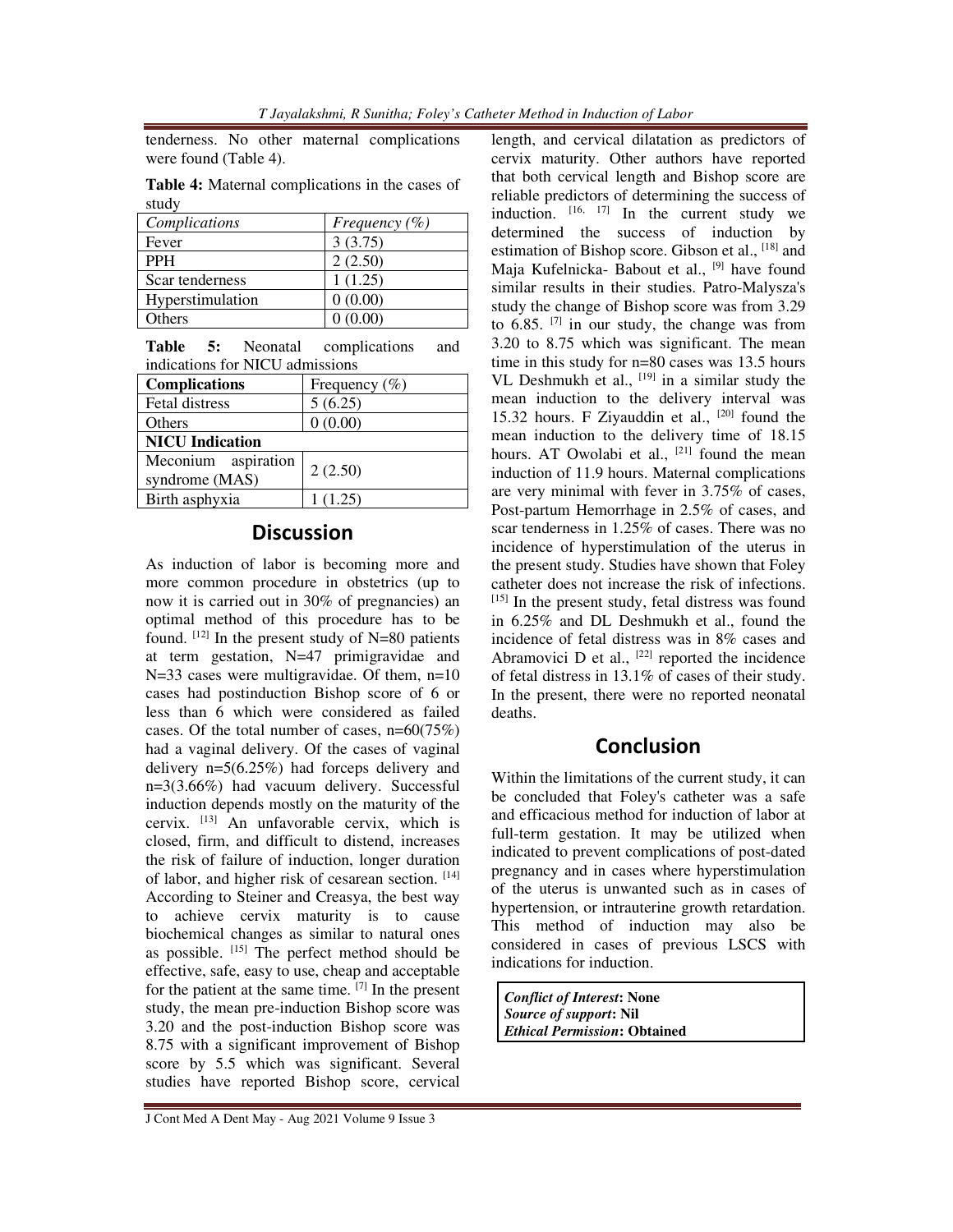tenderness. No other maternal complications were found (Table 4).

**Table 4:** Maternal complications in the cases of study

| *Complications* | *Frequency (%)* |
|---|---|
| Fever | 3 (3.75) |
| PPH | 2 (2.50) |
| Scar tenderness | 1 (1.25) |
| Hyperstimulation | 0 (0.00) |
| Others | 0 (0.00) |

**Table 5:** Neonatal complications and indications for NICU admissions

| **Complications** | Frequency (%) |
|---|---|
| Fetal distress | 5 (6.25) |
| Others | 0 (0.00) |
| **NICU Indication** | |
| Meconium aspiration syndrome (MAS) | 2 (2.50) |
| Birth asphyxia | 1 (1.25) |

## Discussion

As induction of labor is becoming more and more common procedure in obstetrics (up to now it is carried out in 30% of pregnancies) an optimal method of this procedure has to be found. [12] In the present study of N=80 patients at term gestation, N=47 primigravidae and N=33 cases were multigravidae. Of them, n=10 cases had postinduction Bishop score of 6 or less than 6 which were considered as failed cases. Of the total number of cases, n=60(75%) had a vaginal delivery. Of the cases of vaginal delivery n=5(6.25%) had forceps delivery and n=3(3.66%) had vacuum delivery. Successful induction depends mostly on the maturity of the cervix. [13] An unfavorable cervix, which is closed, firm, and difficult to distend, increases the risk of failure of induction, longer duration of labor, and higher risk of cesarean section. [14] According to Steiner and Creasya, the best way to achieve cervix maturity is to cause biochemical changes as similar to natural ones as possible. [15] The perfect method should be effective, safe, easy to use, cheap and acceptable for the patient at the same time. [7] In the present study, the mean pre-induction Bishop score was 3.20 and the post-induction Bishop score was 8.75 with a significant improvement of Bishop score by 5.5 which was significant. Several studies have reported Bishop score, cervical length, and cervical dilatation as predictors of cervix maturity. Other authors have reported that both cervical length and Bishop score are reliable predictors of determining the success of induction. [16, 17] In the current study we determined the success of induction by estimation of Bishop score. Gibson et al., [18] and Maja Kufelnicka- Babout et al., [9] have found similar results in their studies. Patro-Malysza's study the change of Bishop score was from 3.29 to 6.85. [7] in our study, the change was from 3.20 to 8.75 which was significant. The mean time in this study for n=80 cases was 13.5 hours VL Deshmukh et al., [19] in a similar study the mean induction to the delivery interval was 15.32 hours. F Ziyauddin et al., [20] found the mean induction to the delivery time of 18.15 hours. AT Owolabi et al., [21] found the mean induction of 11.9 hours. Maternal complications are very minimal with fever in 3.75% of cases, Post-partum Hemorrhage in 2.5% of cases, and scar tenderness in 1.25% of cases. There was no incidence of hyperstimulation of the uterus in the present study. Studies have shown that Foley catheter does not increase the risk of infections. [15] In the present study, fetal distress was found in 6.25% and DL Deshmukh et al., found the incidence of fetal distress was in 8% cases and Abramovici D et al., [22] reported the incidence of fetal distress in 13.1% of cases of their study. In the present, there were no reported neonatal deaths.

## Conclusion

Within the limitations of the current study, it can be concluded that Foley's catheter was a safe and efficacious method for induction of labor at full-term gestation. It may be utilized when indicated to prevent complications of post-dated pregnancy and in cases where hyperstimulation of the uterus is unwanted such as in cases of hypertension, or intrauterine growth retardation. This method of induction may also be considered in cases of previous LSCS with indications for induction.

***Conflict of Interest*: None**
***Source of support*: Nil**
***Ethical Permission*: Obtained**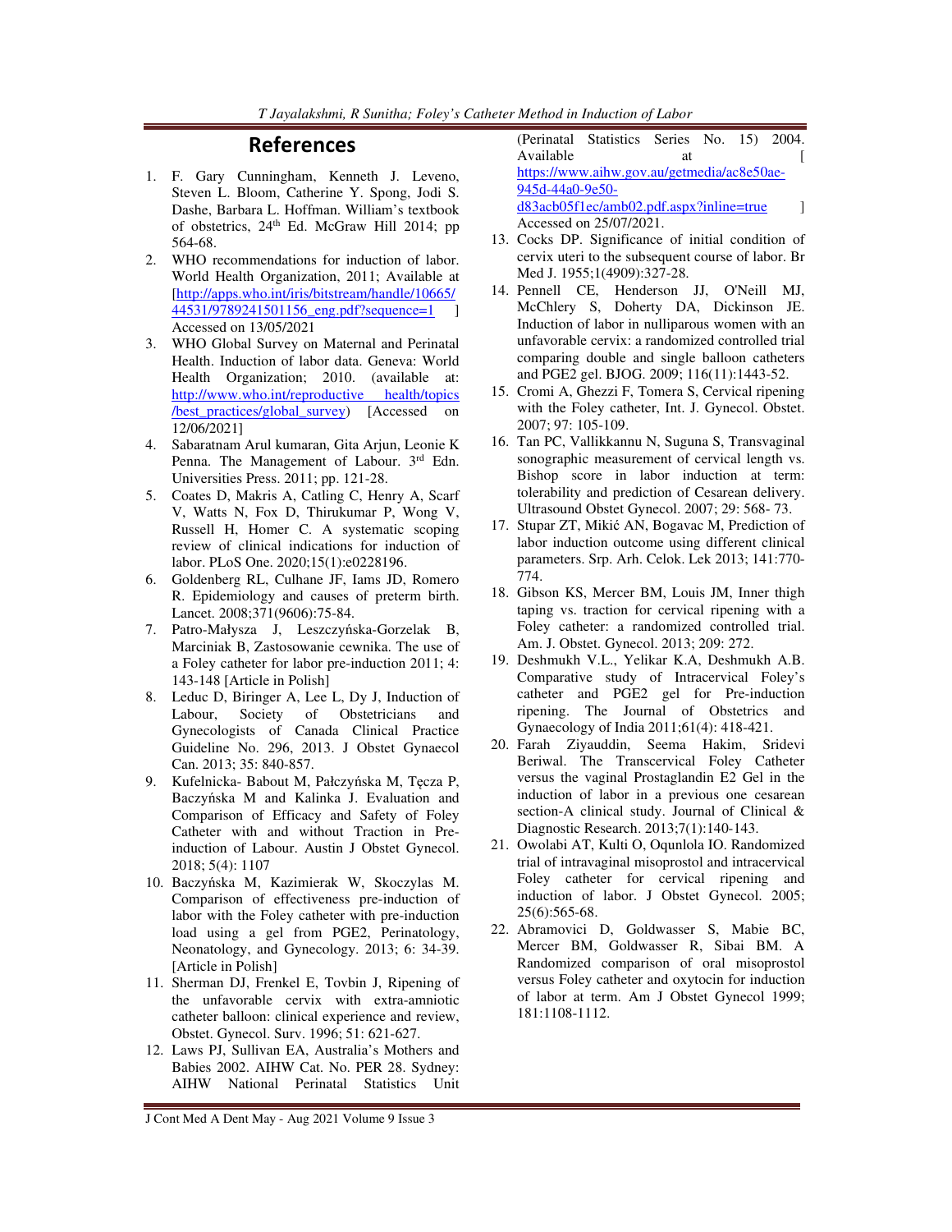## References

1. F. Gary Cunningham, Kenneth J. Leveno, Steven L. Bloom, Catherine Y. Spong, Jodi S. Dashe, Barbara L. Hoffman. William's textbook of obstetrics, 24th Ed. McGraw Hill 2014; pp 564-68.
2. WHO recommendations for induction of labor. World Health Organization, 2011; Available at [http://apps.who.int/iris/bitstream/handle/10665/44531/9789241501156_eng.pdf?sequence=1 ] Accessed on 13/05/2021
3. WHO Global Survey on Maternal and Perinatal Health. Induction of labor data. Geneva: World Health Organization; 2010. (available at: http://www.who.int/reproductive health/topics/best_practices/global_survey) [Accessed on 12/06/2021]
4. Sabaratnam Arul kumaran, Gita Arjun, Leonie K Penna. The Management of Labour. 3rd Edn. Universities Press. 2011; pp. 121-28.
5. Coates D, Makris A, Catling C, Henry A, Scarf V, Watts N, Fox D, Thirukumar P, Wong V, Russell H, Homer C. A systematic scoping review of clinical indications for induction of labor. PLoS One. 2020;15(1):e0228196.
6. Goldenberg RL, Culhane JF, Iams JD, Romero R. Epidemiology and causes of preterm birth. Lancet. 2008;371(9606):75-84.
7. Patro-Małysza J, Leszczyńska-Gorzelak B, Marciniak B, Zastosowanie cewnika. The use of a Foley catheter for labor pre-induction 2011; 4: 143-148 [Article in Polish]
8. Leduc D, Biringer A, Lee L, Dy J, Induction of Labour, Society of Obstetricians and Gynecologists of Canada Clinical Practice Guideline No. 296, 2013. J Obstet Gynaecol Can. 2013; 35: 840-857.
9. Kufelnicka- Babout M, Pałczyńska M, Tęcza P, Baczyńska M and Kalinka J. Evaluation and Comparison of Efficacy and Safety of Foley Catheter with and without Traction in Pre-induction of Labour. Austin J Obstet Gynecol. 2018; 5(4): 1107
10. Baczyńska M, Kazimierak W, Skoczylas M. Comparison of effectiveness pre-induction of labor with the Foley catheter with pre-induction load using a gel from PGE2, Perinatology, Neonatology, and Gynecology. 2013; 6: 34-39. [Article in Polish]
11. Sherman DJ, Frenkel E, Tovbin J, Ripening of the unfavorable cervix with extra-amniotic catheter balloon: clinical experience and review, Obstet. Gynecol. Surv. 1996; 51: 621-627.
12. Laws PJ, Sullivan EA, Australia's Mothers and Babies 2002. AIHW Cat. No. PER 28. Sydney: AIHW National Perinatal Statistics Unit (Perinatal Statistics Series No. 15) 2004. Available at [ https://www.aihw.gov.au/getmedia/ac8e50ae-945d-44a0-9e50-d83acb05f1ec/amb02.pdf.aspx?inline=true ] Accessed on 25/07/2021.
13. Cocks DP. Significance of initial condition of cervix uteri to the subsequent course of labor. Br Med J. 1955;1(4909):327-28.
14. Pennell CE, Henderson JJ, O'Neill MJ, McChlery S, Doherty DA, Dickinson JE. Induction of labor in nulliparous women with an unfavorable cervix: a randomized controlled trial comparing double and single balloon catheters and PGE2 gel. BJOG. 2009; 116(11):1443-52.
15. Cromi A, Ghezzi F, Tomera S, Cervical ripening with the Foley catheter, Int. J. Gynecol. Obstet. 2007; 97: 105-109.
16. Tan PC, Vallikkannu N, Suguna S, Transvaginal sonographic measurement of cervical length vs. Bishop score in labor induction at term: tolerability and prediction of Cesarean delivery. Ultrasound Obstet Gynecol. 2007; 29: 568- 73.
17. Stupar ZT, Mikić AN, Bogavac M, Prediction of labor induction outcome using different clinical parameters. Srp. Arh. Celok. Lek 2013; 141:770-774.
18. Gibson KS, Mercer BM, Louis JM, Inner thigh taping vs. traction for cervical ripening with a Foley catheter: a randomized controlled trial. Am. J. Obstet. Gynecol. 2013; 209: 272.
19. Deshmukh V.L., Yelikar K.A, Deshmukh A.B. Comparative study of Intracervical Foley's catheter and PGE2 gel for Pre-induction ripening. The Journal of Obstetrics and Gynaecology of India 2011;61(4): 418-421.
20. Farah Ziyauddin, Seema Hakim, Sridevi Beriwal. The Transcervical Foley Catheter versus the vaginal Prostaglandin E2 Gel in the induction of labor in a previous one cesarean section-A clinical study. Journal of Clinical & Diagnostic Research. 2013;7(1):140-143.
21. Owolabi AT, Kulti O, Oqunlola IO. Randomized trial of intravaginal misoprostol and intracervical Foley catheter for cervical ripening and induction of labor. J Obstet Gynecol. 2005; 25(6):565-68.
22. Abramovici D, Goldwasser S, Mabie BC, Mercer BM, Goldwasser R, Sibai BM. A Randomized comparison of oral misoprostol versus Foley catheter and oxytocin for induction of labor at term. Am J Obstet Gynecol 1999; 181:1108-1112.